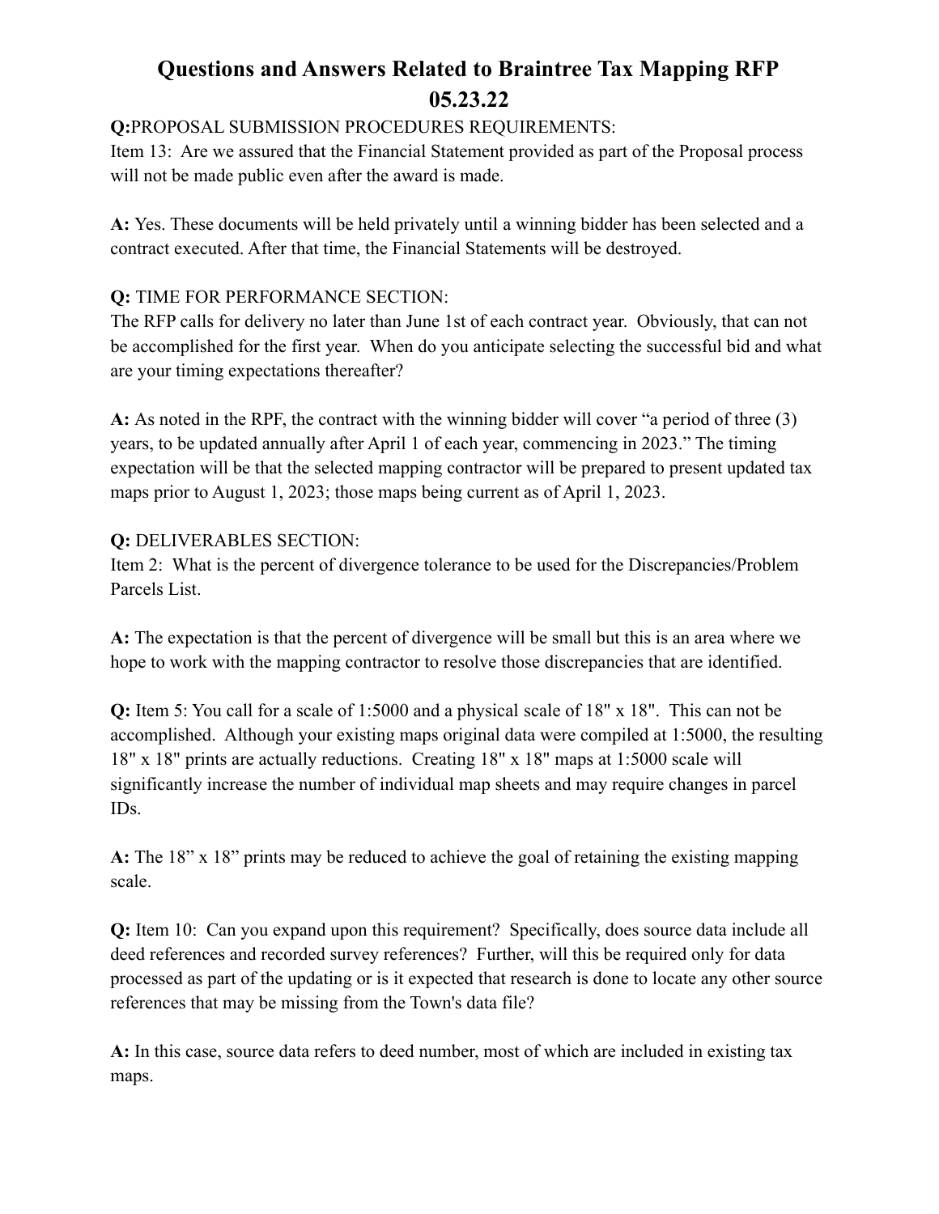# Questions and Answers Related to Braintree Tax Mapping RFP 05.23.22

**Q:**PROPOSAL SUBMISSION PROCEDURES REQUIREMENTS:
Item 13: Are we assured that the Financial Statement provided as part of the Proposal process will not be made public even after the award is made.

**A:** Yes. These documents will be held privately until a winning bidder has been selected and a contract executed. After that time, the Financial Statements will be destroyed.

**Q:** TIME FOR PERFORMANCE SECTION:
The RFP calls for delivery no later than June 1st of each contract year. Obviously, that can not be accomplished for the first year. When do you anticipate selecting the successful bid and what are your timing expectations thereafter?

**A:** As noted in the RPF, the contract with the winning bidder will cover "a period of three (3) years, to be updated annually after April 1 of each year, commencing in 2023." The timing expectation will be that the selected mapping contractor will be prepared to present updated tax maps prior to August 1, 2023; those maps being current as of April 1, 2023.

**Q:** DELIVERABLES SECTION:
Item 2: What is the percent of divergence tolerance to be used for the Discrepancies/Problem Parcels List.

**A:** The expectation is that the percent of divergence will be small but this is an area where we hope to work with the mapping contractor to resolve those discrepancies that are identified.

**Q:** Item 5: You call for a scale of 1:5000 and a physical scale of 18" x 18". This can not be accomplished. Although your existing maps original data were compiled at 1:5000, the resulting 18" x 18" prints are actually reductions. Creating 18" x 18" maps at 1:5000 scale will significantly increase the number of individual map sheets and may require changes in parcel IDs.

**A:** The 18" x 18" prints may be reduced to achieve the goal of retaining the existing mapping scale.

**Q:** Item 10: Can you expand upon this requirement? Specifically, does source data include all deed references and recorded survey references? Further, will this be required only for data processed as part of the updating or is it expected that research is done to locate any other source references that may be missing from the Town's data file?

**A:** In this case, source data refers to deed number, most of which are included in existing tax maps.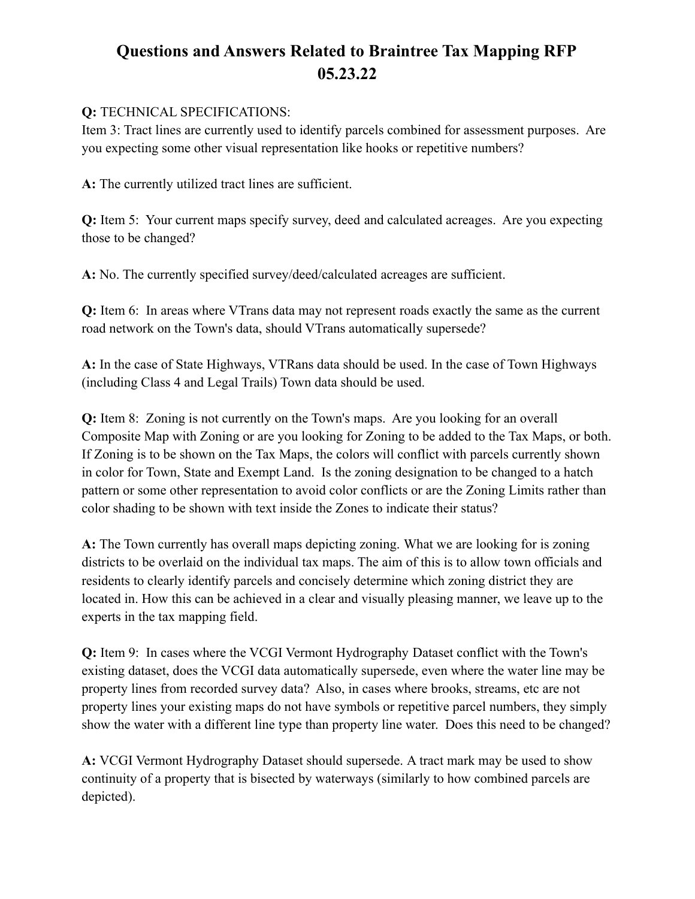# Questions and Answers Related to Braintree Tax Mapping RFP 05.23.22

**Q:** TECHNICAL SPECIFICATIONS:
Item 3: Tract lines are currently used to identify parcels combined for assessment purposes. Are you expecting some other visual representation like hooks or repetitive numbers?

**A:** The currently utilized tract lines are sufficient.

**Q:** Item 5: Your current maps specify survey, deed and calculated acreages. Are you expecting those to be changed?

**A:** No. The currently specified survey/deed/calculated acreages are sufficient.

**Q:** Item 6: In areas where VTrans data may not represent roads exactly the same as the current road network on the Town's data, should VTrans automatically supersede?

**A:** In the case of State Highways, VTRans data should be used. In the case of Town Highways (including Class 4 and Legal Trails) Town data should be used.

**Q:** Item 8: Zoning is not currently on the Town's maps. Are you looking for an overall Composite Map with Zoning or are you looking for Zoning to be added to the Tax Maps, or both. If Zoning is to be shown on the Tax Maps, the colors will conflict with parcels currently shown in color for Town, State and Exempt Land. Is the zoning designation to be changed to a hatch pattern or some other representation to avoid color conflicts or are the Zoning Limits rather than color shading to be shown with text inside the Zones to indicate their status?

**A:** The Town currently has overall maps depicting zoning. What we are looking for is zoning districts to be overlaid on the individual tax maps. The aim of this is to allow town officials and residents to clearly identify parcels and concisely determine which zoning district they are located in. How this can be achieved in a clear and visually pleasing manner, we leave up to the experts in the tax mapping field.

**Q:** Item 9: In cases where the VCGI Vermont Hydrography Dataset conflict with the Town's existing dataset, does the VCGI data automatically supersede, even where the water line may be property lines from recorded survey data? Also, in cases where brooks, streams, etc are not property lines your existing maps do not have symbols or repetitive parcel numbers, they simply show the water with a different line type than property line water. Does this need to be changed?

**A:** VCGI Vermont Hydrography Dataset should supersede. A tract mark may be used to show continuity of a property that is bisected by waterways (similarly to how combined parcels are depicted).